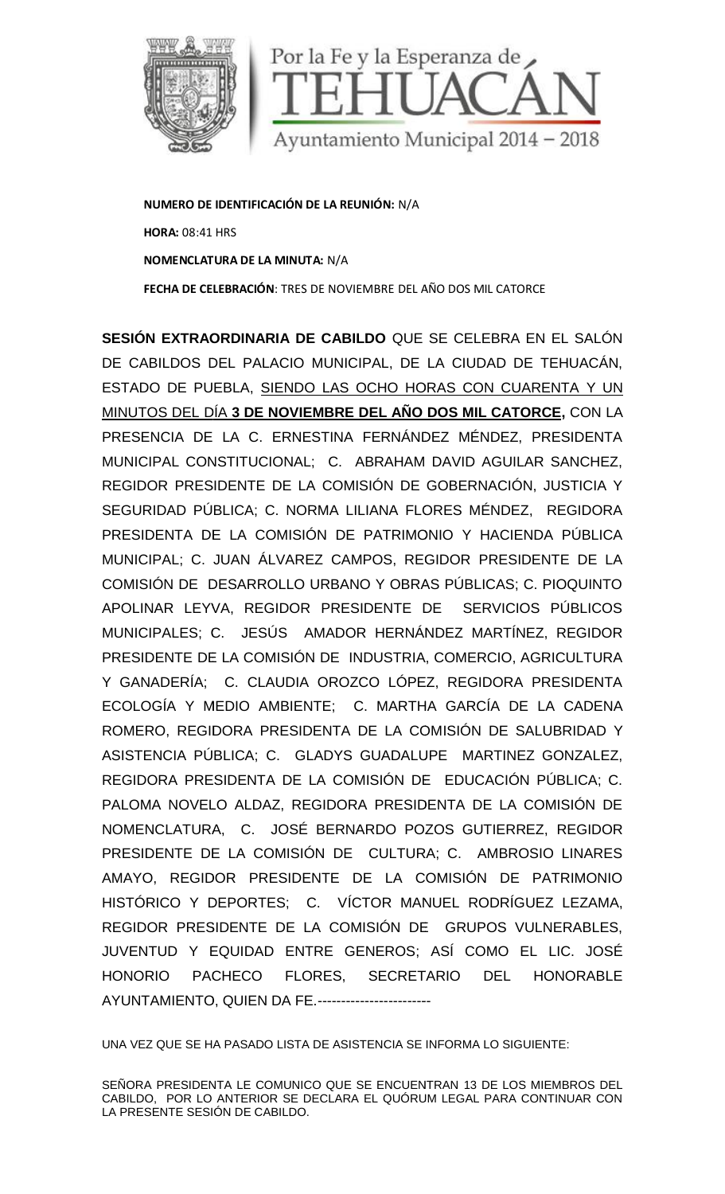Por la Fe y la Esperanza de TEHUACÁN

Ayuntamiento Municipal 2014 – 2018

**NUMERO DE IDENTIFICACIÓN DE LA REUNIÓN:** N/A

**HORA:** 08:41 HRS

**NOMENCLATURA DE LA MINUTA:** N/A

**FECHA DE CELEBRACIÓN**: TRES DE NOVIEMBRE DEL AÑO DOS MIL CATORCE

**SESIÓN EXTRAORDINARIA DE CABILDO** QUE SE CELEBRA EN EL SALÓN DE CABILDOS DEL PALACIO MUNICIPAL, DE LA CIUDAD DE TEHUACÁN, ESTADO DE PUEBLA, SIENDO LAS OCHO HORAS CON CUARENTA Y UN MINUTOS DEL DÍA **3 DE NOVIEMBRE DEL AÑO DOS MIL CATORCE,** CON LA PRESENCIA DE LA C. ERNESTINA FERNÁNDEZ MÉNDEZ, PRESIDENTA MUNICIPAL CONSTITUCIONAL; C. ABRAHAM DAVID AGUILAR SANCHEZ, REGIDOR PRESIDENTE DE LA COMISIÓN DE GOBERNACIÓN, JUSTICIA Y SEGURIDAD PÚBLICA; C. NORMA LILIANA FLORES MÉNDEZ, REGIDORA PRESIDENTA DE LA COMISIÓN DE PATRIMONIO Y HACIENDA PÚBLICA MUNICIPAL; C. JUAN ÁLVAREZ CAMPOS, REGIDOR PRESIDENTE DE LA COMISIÓN DE DESARROLLO URBANO Y OBRAS PÚBLICAS; C. PIOQUINTO APOLINAR LEYVA, REGIDOR PRESIDENTE DE SERVICIOS PÚBLICOS MUNICIPALES; C. JESÚS AMADOR HERNÁNDEZ MARTÍNEZ, REGIDOR PRESIDENTE DE LA COMISIÓN DE INDUSTRIA, COMERCIO, AGRICULTURA Y GANADERÍA; C. CLAUDIA OROZCO LÓPEZ, REGIDORA PRESIDENTA ECOLOGÍA Y MEDIO AMBIENTE; C. MARTHA GARCÍA DE LA CADENA ROMERO, REGIDORA PRESIDENTA DE LA COMISIÓN DE SALUBRIDAD Y ASISTENCIA PÚBLICA; C. GLADYS GUADALUPE MARTINEZ GONZALEZ, REGIDORA PRESIDENTA DE LA COMISIÓN DE EDUCACIÓN PÚBLICA; C. PALOMA NOVELO ALDAZ, REGIDORA PRESIDENTA DE LA COMISIÓN DE NOMENCLATURA, C. JOSÉ BERNARDO POZOS GUTIERREZ, REGIDOR PRESIDENTE DE LA COMISIÓN DE CULTURA; C. AMBROSIO LINARES AMAYO, REGIDOR PRESIDENTE DE LA COMISIÓN DE PATRIMONIO HISTÓRICO Y DEPORTES; C. VÍCTOR MANUEL RODRÍGUEZ LEZAMA, REGIDOR PRESIDENTE DE LA COMISIÓN DE GRUPOS VULNERABLES, JUVENTUD Y EQUIDAD ENTRE GENEROS; ASÍ COMO EL LIC. JOSÉ HONORIO PACHECO FLORES, SECRETARIO DEL HONORABLE AYUNTAMIENTO, QUIEN DA FE.------------------------

UNA VEZ QUE SE HA PASADO LISTA DE ASISTENCIA SE INFORMA LO SIGUIENTE:

SEÑORA PRESIDENTA LE COMUNICO QUE SE ENCUENTRAN 13 DE LOS MIEMBROS DEL CABILDO, POR LO ANTERIOR SE DECLARA EL QUÓRUM LEGAL PARA CONTINUAR CON LA PRESENTE SESIÓN DE CABILDO.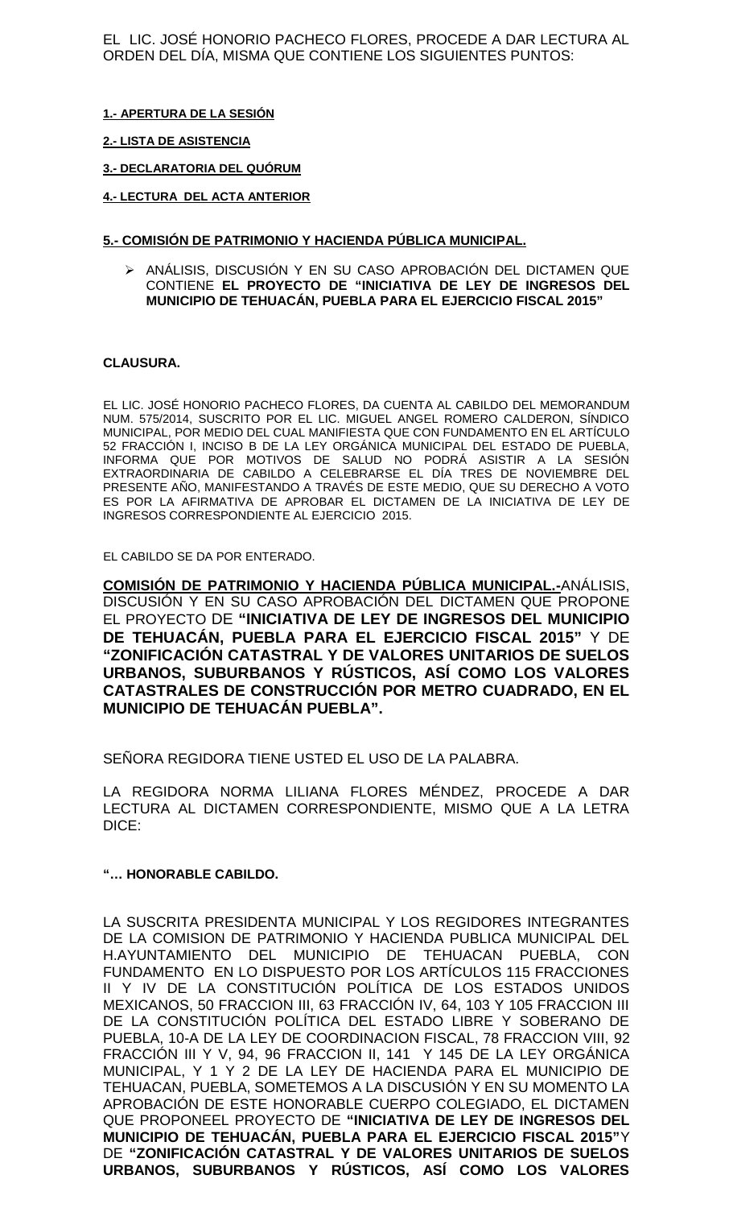EL LIC. JOSÉ HONORIO PACHECO FLORES, PROCEDE A DAR LECTURA AL ORDEN DEL DÍA, MISMA QUE CONTIENE LOS SIGUIENTES PUNTOS:

**1.- APERTURA DE LA SESIÓN**

**2.- LISTA DE ASISTENCIA**

**3.- DECLARATORIA DEL QUÓRUM**

**4.- LECTURA DEL ACTA ANTERIOR**

**5.- COMISIÓN DE PATRIMONIO Y HACIENDA PÚBLICA MUNICIPAL.**

- ANÁLISIS, DISCUSIÓN Y EN SU CASO APROBACIÓN DEL DICTAMEN QUE CONTIENE **EL PROYECTO DE "INICIATIVA DE LEY DE INGRESOS DEL MUNICIPIO DE TEHUACÁN, PUEBLA PARA EL EJERCICIO FISCAL 2015"**

**CLAUSURA.**

EL LIC. JOSÉ HONORIO PACHECO FLORES, DA CUENTA AL CABILDO DEL MEMORANDUM NUM. 575/2014, SUSCRITO POR EL LIC. MIGUEL ANGEL ROMERO CALDERON, SÍNDICO MUNICIPAL, POR MEDIO DEL CUAL MANIFIESTA QUE CON FUNDAMENTO EN EL ARTÍCULO 52 FRACCIÓN I, INCISO B DE LA LEY ORGÁNICA MUNICIPAL DEL ESTADO DE PUEBLA, INFORMA QUE POR MOTIVOS DE SALUD NO PODRÁ ASISTIR A LA SESIÓN EXTRAORDINARIA DE CABILDO A CELEBRARSE EL DÍA TRES DE NOVIEMBRE DEL PRESENTE AÑO, MANIFESTANDO A TRAVÉS DE ESTE MEDIO, QUE SU DERECHO A VOTO ES POR LA AFIRMATIVA DE APROBAR EL DICTAMEN DE LA INICIATIVA DE LEY DE INGRESOS CORRESPONDIENTE AL EJERCICIO 2015.

EL CABILDO SE DA POR ENTERADO.

**COMISIÓN DE PATRIMONIO Y HACIENDA PÚBLICA MUNICIPAL.-**ANÁLISIS, DISCUSIÓN Y EN SU CASO APROBACIÓN DEL DICTAMEN QUE PROPONE EL PROYECTO DE **"INICIATIVA DE LEY DE INGRESOS DEL MUNICIPIO DE TEHUACÁN, PUEBLA PARA EL EJERCICIO FISCAL 2015"** Y DE **"ZONIFICACIÓN CATASTRAL Y DE VALORES UNITARIOS DE SUELOS URBANOS, SUBURBANOS Y RÚSTICOS, ASÍ COMO LOS VALORES CATASTRALES DE CONSTRUCCIÓN POR METRO CUADRADO, EN EL MUNICIPIO DE TEHUACÁN PUEBLA".**

SEÑORA REGIDORA TIENE USTED EL USO DE LA PALABRA.

LA REGIDORA NORMA LILIANA FLORES MÉNDEZ, PROCEDE A DAR LECTURA AL DICTAMEN CORRESPONDIENTE, MISMO QUE A LA LETRA DICE:

**"… HONORABLE CABILDO.**

LA SUSCRITA PRESIDENTA MUNICIPAL Y LOS REGIDORES INTEGRANTES DE LA COMISION DE PATRIMONIO Y HACIENDA PUBLICA MUNICIPAL DEL H.AYUNTAMIENTO DEL MUNICIPIO DE TEHUACAN PUEBLA, CON FUNDAMENTO EN LO DISPUESTO POR LOS ARTÍCULOS 115 FRACCIONES II Y IV DE LA CONSTITUCIÓN POLÍTICA DE LOS ESTADOS UNIDOS MEXICANOS, 50 FRACCION III, 63 FRACCIÓN IV, 64, 103 Y 105 FRACCION III DE LA CONSTITUCIÓN POLÍTICA DEL ESTADO LIBRE Y SOBERANO DE PUEBLA, 10-A DE LA LEY DE COORDINACION FISCAL, 78 FRACCION VIII, 92 FRACCIÓN III Y V, 94, 96 FRACCION II, 141 Y 145 DE LA LEY ORGÁNICA MUNICIPAL, Y 1 Y 2 DE LA LEY DE HACIENDA PARA EL MUNICIPIO DE TEHUACAN, PUEBLA, SOMETEMOS A LA DISCUSIÓN Y EN SU MOMENTO LA APROBACIÓN DE ESTE HONORABLE CUERPO COLEGIADO, EL DICTAMEN QUE PROPONEEL PROYECTO DE **"INICIATIVA DE LEY DE INGRESOS DEL MUNICIPIO DE TEHUACÁN, PUEBLA PARA EL EJERCICIO FISCAL 2015"**Y DE **"ZONIFICACIÓN CATASTRAL Y DE VALORES UNITARIOS DE SUELOS URBANOS, SUBURBANOS Y RÚSTICOS, ASÍ COMO LOS VALORES**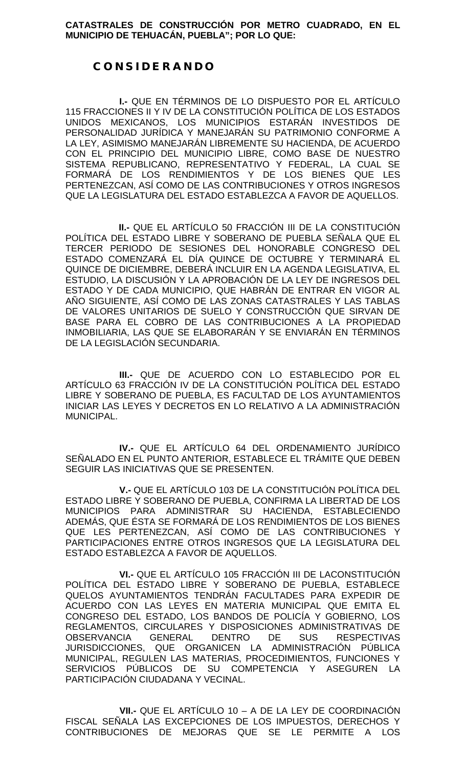**CATASTRALES DE CONSTRUCCIÓN POR METRO CUADRADO, EN EL MUNICIPIO DE TEHUACÁN, PUEBLA"; POR LO QUE:**

## C O N S I D E R A N D O

**I.-** QUE EN TÉRMINOS DE LO DISPUESTO POR EL ARTÍCULO 115 FRACCIONES II Y IV DE LA CONSTITUCIÓN POLÍTICA DE LOS ESTADOS UNIDOS MEXICANOS, LOS MUNICIPIOS ESTARÁN INVESTIDOS DE PERSONALIDAD JURÍDICA Y MANEJARÁN SU PATRIMONIO CONFORME A LA LEY, ASIMISMO MANEJARÁN LIBREMENTE SU HACIENDA, DE ACUERDO CON EL PRINCIPIO DEL MUNICIPIO LIBRE, COMO BASE DE NUESTRO SISTEMA REPUBLICANO, REPRESENTATIVO Y FEDERAL, LA CUAL SE FORMARÁ DE LOS RENDIMIENTOS Y DE LOS BIENES QUE LES PERTENEZCAN, ASÍ COMO DE LAS CONTRIBUCIONES Y OTROS INGRESOS QUE LA LEGISLATURA DEL ESTADO ESTABLEZCA A FAVOR DE AQUELLOS.

**II.-** QUE EL ARTÍCULO 50 FRACCIÓN III DE LA CONSTITUCIÓN POLÍTICA DEL ESTADO LIBRE Y SOBERANO DE PUEBLA SEÑALA QUE EL TERCER PERIODO DE SESIONES DEL HONORABLE CONGRESO DEL ESTADO COMENZARÁ EL DÍA QUINCE DE OCTUBRE Y TERMINARÁ EL QUINCE DE DICIEMBRE, DEBERÁ INCLUIR EN LA AGENDA LEGISLATIVA, EL ESTUDIO, LA DISCUSIÓN Y LA APROBACIÓN DE LA LEY DE INGRESOS DEL ESTADO Y DE CADA MUNICIPIO, QUE HABRÁN DE ENTRAR EN VIGOR AL AÑO SIGUIENTE, ASÍ COMO DE LAS ZONAS CATASTRALES Y LAS TABLAS DE VALORES UNITARIOS DE SUELO Y CONSTRUCCIÓN QUE SIRVAN DE BASE PARA EL COBRO DE LAS CONTRIBUCIONES A LA PROPIEDAD INMOBILIARIA, LAS QUE SE ELABORARÁN Y SE ENVIARÁN EN TÉRMINOS DE LA LEGISLACIÓN SECUNDARIA.

**III.-** QUE DE ACUERDO CON LO ESTABLECIDO POR EL ARTÍCULO 63 FRACCIÓN IV DE LA CONSTITUCIÓN POLÍTICA DEL ESTADO LIBRE Y SOBERANO DE PUEBLA, ES FACULTAD DE LOS AYUNTAMIENTOS INICIAR LAS LEYES Y DECRETOS EN LO RELATIVO A LA ADMINISTRACIÓN MUNICIPAL.

**IV.-** QUE EL ARTÍCULO 64 DEL ORDENAMIENTO JURÍDICO SEÑALADO EN EL PUNTO ANTERIOR, ESTABLECE EL TRÁMITE QUE DEBEN SEGUIR LAS INICIATIVAS QUE SE PRESENTEN.

**V.-** QUE EL ARTÍCULO 103 DE LA CONSTITUCIÓN POLÍTICA DEL ESTADO LIBRE Y SOBERANO DE PUEBLA, CONFIRMA LA LIBERTAD DE LOS MUNICIPIOS PARA ADMINISTRAR SU HACIENDA, ESTABLECIENDO ADEMÁS, QUE ÉSTA SE FORMARÁ DE LOS RENDIMIENTOS DE LOS BIENES QUE LES PERTENEZCAN, ASÍ COMO DE LAS CONTRIBUCIONES Y PARTICIPACIONES ENTRE OTROS INGRESOS QUE LA LEGISLATURA DEL ESTADO ESTABLEZCA A FAVOR DE AQUELLOS.

**VI.-** QUE EL ARTÍCULO 105 FRACCIÓN III DE LACONSTITUCIÓN POLÍTICA DEL ESTADO LIBRE Y SOBERANO DE PUEBLA, ESTABLECE QUELOS AYUNTAMIENTOS TENDRÁN FACULTADES PARA EXPEDIR DE ACUERDO CON LAS LEYES EN MATERIA MUNICIPAL QUE EMITA EL CONGRESO DEL ESTADO, LOS BANDOS DE POLICÍA Y GOBIERNO, LOS REGLAMENTOS, CIRCULARES Y DISPOSICIONES ADMINISTRATIVAS DE OBSERVANCIA GENERAL DENTRO DE SUS RESPECTIVAS JURISDICCIONES, QUE ORGANICEN LA ADMINISTRACIÓN PÚBLICA MUNICIPAL, REGULEN LAS MATERIAS, PROCEDIMIENTOS, FUNCIONES Y SERVICIOS PÚBLICOS DE SU COMPETENCIA Y ASEGUREN LA PARTICIPACIÓN CIUDADANA Y VECINAL.

**VII.-** QUE EL ARTÍCULO 10 – A DE LA LEY DE COORDINACIÓN FISCAL SEÑALA LAS EXCEPCIONES DE LOS IMPUESTOS, DERECHOS Y CONTRIBUCIONES DE MEJORAS QUE SE LE PERMITE A LOS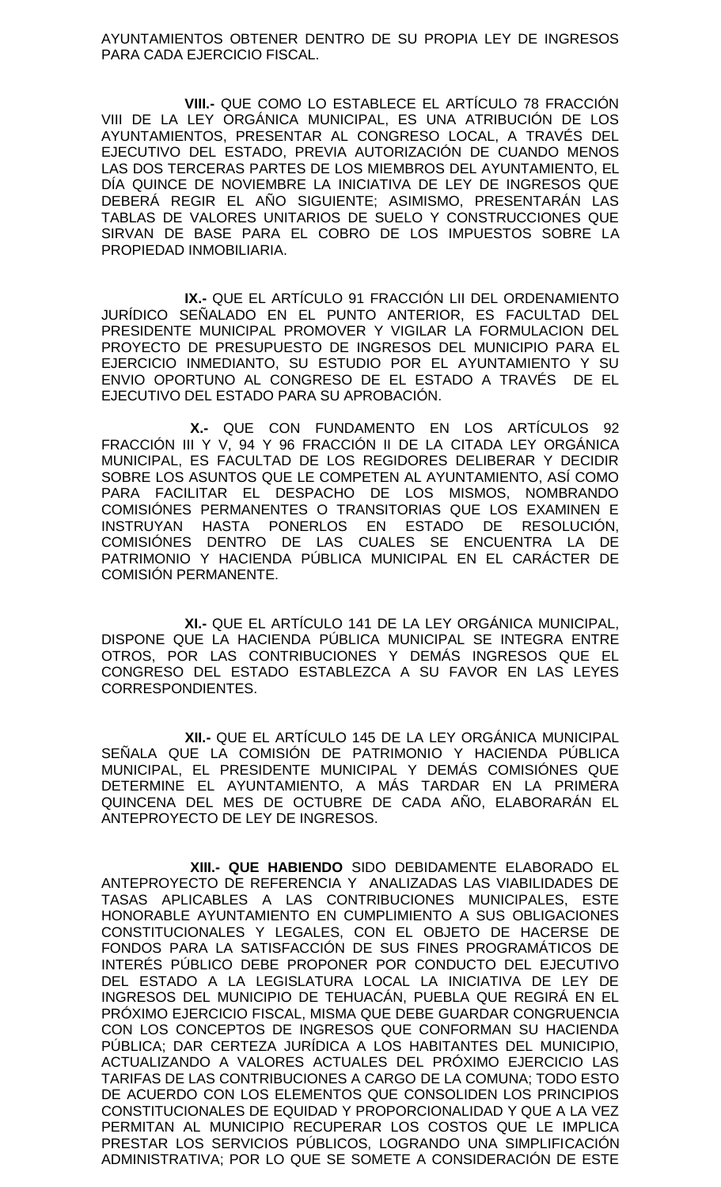AYUNTAMIENTOS OBTENER DENTRO DE SU PROPIA LEY DE INGRESOS PARA CADA EJERCICIO FISCAL.

**VIII.-** QUE COMO LO ESTABLECE EL ARTÍCULO 78 FRACCIÓN VIII DE LA LEY ORGÁNICA MUNICIPAL, ES UNA ATRIBUCIÓN DE LOS AYUNTAMIENTOS, PRESENTAR AL CONGRESO LOCAL, A TRAVÉS DEL EJECUTIVO DEL ESTADO, PREVIA AUTORIZACIÓN DE CUANDO MENOS LAS DOS TERCERAS PARTES DE LOS MIEMBROS DEL AYUNTAMIENTO, EL DÍA QUINCE DE NOVIEMBRE LA INICIATIVA DE LEY DE INGRESOS QUE DEBERÁ REGIR EL AÑO SIGUIENTE; ASIMISMO, PRESENTARÁN LAS TABLAS DE VALORES UNITARIOS DE SUELO Y CONSTRUCCIONES QUE SIRVAN DE BASE PARA EL COBRO DE LOS IMPUESTOS SOBRE LA PROPIEDAD INMOBILIARIA.

**IX.-** QUE EL ARTÍCULO 91 FRACCIÓN LII DEL ORDENAMIENTO JURÍDICO SEÑALADO EN EL PUNTO ANTERIOR, ES FACULTAD DEL PRESIDENTE MUNICIPAL PROMOVER Y VIGILAR LA FORMULACION DEL PROYECTO DE PRESUPUESTO DE INGRESOS DEL MUNICIPIO PARA EL EJERCICIO INMEDIANTO, SU ESTUDIO POR EL AYUNTAMIENTO Y SU ENVIO OPORTUNO AL CONGRESO DE EL ESTADO A TRAVÉS DE EL EJECUTIVO DEL ESTADO PARA SU APROBACIÓN.

**X.-** QUE CON FUNDAMENTO EN LOS ARTÍCULOS 92 FRACCIÓN III Y V, 94 Y 96 FRACCIÓN II DE LA CITADA LEY ORGÁNICA MUNICIPAL, ES FACULTAD DE LOS REGIDORES DELIBERAR Y DECIDIR SOBRE LOS ASUNTOS QUE LE COMPETEN AL AYUNTAMIENTO, ASÍ COMO PARA FACILITAR EL DESPACHO DE LOS MISMOS, NOMBRANDO COMISIÓNES PERMANENTES O TRANSITORIAS QUE LOS EXAMINEN E INSTRUYAN HASTA PONERLOS EN ESTADO DE RESOLUCIÓN, COMISIÓNES DENTRO DE LAS CUALES SE ENCUENTRA LA DE PATRIMONIO Y HACIENDA PÚBLICA MUNICIPAL EN EL CARÁCTER DE COMISIÓN PERMANENTE.

**XI.-** QUE EL ARTÍCULO 141 DE LA LEY ORGÁNICA MUNICIPAL, DISPONE QUE LA HACIENDA PÚBLICA MUNICIPAL SE INTEGRA ENTRE OTROS, POR LAS CONTRIBUCIONES Y DEMÁS INGRESOS QUE EL CONGRESO DEL ESTADO ESTABLEZCA A SU FAVOR EN LAS LEYES CORRESPONDIENTES.

**XII.-** QUE EL ARTÍCULO 145 DE LA LEY ORGÁNICA MUNICIPAL SEÑALA QUE LA COMISIÓN DE PATRIMONIO Y HACIENDA PÚBLICA MUNICIPAL, EL PRESIDENTE MUNICIPAL Y DEMÁS COMISIÓNES QUE DETERMINE EL AYUNTAMIENTO, A MÁS TARDAR EN LA PRIMERA QUINCENA DEL MES DE OCTUBRE DE CADA AÑO, ELABORARÁN EL ANTEPROYECTO DE LEY DE INGRESOS.

**XIII.- QUE HABIENDO** SIDO DEBIDAMENTE ELABORADO EL ANTEPROYECTO DE REFERENCIA Y ANALIZADAS LAS VIABILIDADES DE TASAS APLICABLES A LAS CONTRIBUCIONES MUNICIPALES, ESTE HONORABLE AYUNTAMIENTO EN CUMPLIMIENTO A SUS OBLIGACIONES CONSTITUCIONALES Y LEGALES, CON EL OBJETO DE HACERSE DE FONDOS PARA LA SATISFACCIÓN DE SUS FINES PROGRAMÁTICOS DE INTERÉS PÚBLICO DEBE PROPONER POR CONDUCTO DEL EJECUTIVO DEL ESTADO A LA LEGISLATURA LOCAL LA INICIATIVA DE LEY DE INGRESOS DEL MUNICIPIO DE TEHUACÁN, PUEBLA QUE REGIRÁ EN EL PRÓXIMO EJERCICIO FISCAL, MISMA QUE DEBE GUARDAR CONGRUENCIA CON LOS CONCEPTOS DE INGRESOS QUE CONFORMAN SU HACIENDA PÚBLICA; DAR CERTEZA JURÍDICA A LOS HABITANTES DEL MUNICIPIO, ACTUALIZANDO A VALORES ACTUALES DEL PRÓXIMO EJERCICIO LAS TARIFAS DE LAS CONTRIBUCIONES A CARGO DE LA COMUNA; TODO ESTO DE ACUERDO CON LOS ELEMENTOS QUE CONSOLIDEN LOS PRINCIPIOS CONSTITUCIONALES DE EQUIDAD Y PROPORCIONALIDAD Y QUE A LA VEZ PERMITAN AL MUNICIPIO RECUPERAR LOS COSTOS QUE LE IMPLICA PRESTAR LOS SERVICIOS PÚBLICOS, LOGRANDO UNA SIMPLIFICACIÓN ADMINISTRATIVA; POR LO QUE SE SOMETE A CONSIDERACIÓN DE ESTE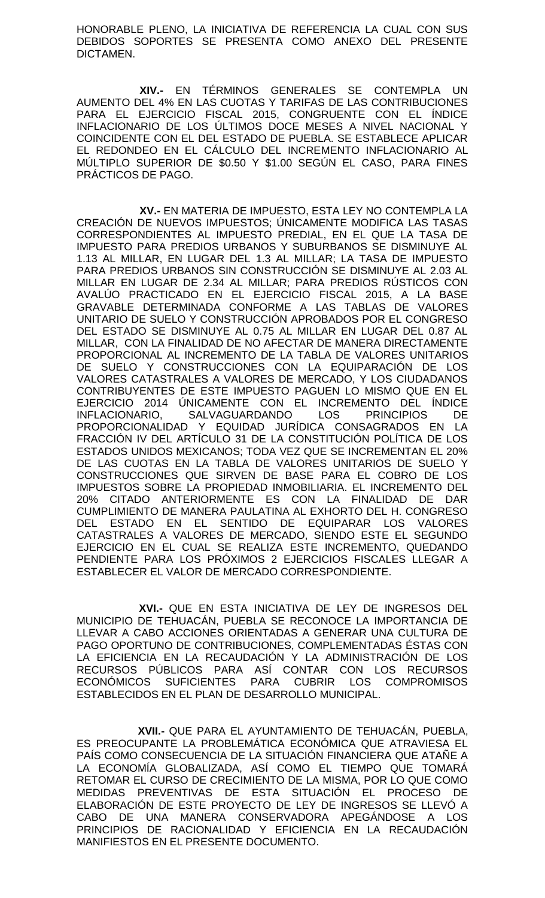HONORABLE PLENO, LA INICIATIVA DE REFERENCIA LA CUAL CON SUS DEBIDOS SOPORTES SE PRESENTA COMO ANEXO DEL PRESENTE DICTAMEN.

**XIV.-** EN TÉRMINOS GENERALES SE CONTEMPLA UN AUMENTO DEL 4% EN LAS CUOTAS Y TARIFAS DE LAS CONTRIBUCIONES PARA EL EJERCICIO FISCAL 2015, CONGRUENTE CON EL ÍNDICE INFLACIONARIO DE LOS ÚLTIMOS DOCE MESES A NIVEL NACIONAL Y COINCIDENTE CON EL DEL ESTADO DE PUEBLA. SE ESTABLECE APLICAR EL REDONDEO EN EL CÁLCULO DEL INCREMENTO INFLACIONARIO AL MÚLTIPLO SUPERIOR DE $0.50 Y $1.00 SEGÚN EL CASO, PARA FINES PRÁCTICOS DE PAGO.

**XV.-** EN MATERIA DE IMPUESTO, ESTA LEY NO CONTEMPLA LA CREACIÓN DE NUEVOS IMPUESTOS; ÚNICAMENTE MODIFICA LAS TASAS CORRESPONDIENTES AL IMPUESTO PREDIAL, EN EL QUE LA TASA DE IMPUESTO PARA PREDIOS URBANOS Y SUBURBANOS SE DISMINUYE AL 1.13 AL MILLAR, EN LUGAR DEL 1.3 AL MILLAR; LA TASA DE IMPUESTO PARA PREDIOS URBANOS SIN CONSTRUCCIÓN SE DISMINUYE AL 2.03 AL MILLAR EN LUGAR DE 2.34 AL MILLAR; PARA PREDIOS RÚSTICOS CON AVALÚO PRACTICADO EN EL EJERCICIO FISCAL 2015, A LA BASE GRAVABLE DETERMINADA CONFORME A LAS TABLAS DE VALORES UNITARIO DE SUELO Y CONSTRUCCIÓN APROBADOS POR EL CONGRESO DEL ESTADO SE DISMINUYE AL 0.75 AL MILLAR EN LUGAR DEL 0.87 AL MILLAR, CON LA FINALIDAD DE NO AFECTAR DE MANERA DIRECTAMENTE PROPORCIONAL AL INCREMENTO DE LA TABLA DE VALORES UNITARIOS DE SUELO Y CONSTRUCCIONES CON LA EQUIPARACIÓN DE LOS VALORES CATASTRALES A VALORES DE MERCADO, Y LOS CIUDADANOS CONTRIBUYENTES DE ESTE IMPUESTO PAGUEN LO MISMO QUE EN EL EJERCICIO 2014 ÚNICAMENTE CON EL INCREMENTO DEL ÍNDICE INFLACIONARIO, SALVAGUARDANDO LOS PRINCIPIOS DE PROPORCIONALIDAD Y EQUIDAD JURÍDICA CONSAGRADOS EN LA FRACCIÓN IV DEL ARTÍCULO 31 DE LA CONSTITUCIÓN POLÍTICA DE LOS ESTADOS UNIDOS MEXICANOS; TODA VEZ QUE SE INCREMENTAN EL 20% DE LAS CUOTAS EN LA TABLA DE VALORES UNITARIOS DE SUELO Y CONSTRUCCIONES QUE SIRVEN DE BASE PARA EL COBRO DE LOS IMPUESTOS SOBRE LA PROPIEDAD INMOBILIARIA. EL INCREMENTO DEL 20% CITADO ANTERIORMENTE ES CON LA FINALIDAD DE DAR CUMPLIMIENTO DE MANERA PAULATINA AL EXHORTO DEL H. CONGRESO DEL ESTADO EN EL SENTIDO DE EQUIPARAR LOS VALORES CATASTRALES A VALORES DE MERCADO, SIENDO ESTE EL SEGUNDO EJERCICIO EN EL CUAL SE REALIZA ESTE INCREMENTO, QUEDANDO PENDIENTE PARA LOS PRÓXIMOS 2 EJERCICIOS FISCALES LLEGAR A ESTABLECER EL VALOR DE MERCADO CORRESPONDIENTE.

**XVI.-** QUE EN ESTA INICIATIVA DE LEY DE INGRESOS DEL MUNICIPIO DE TEHUACÁN, PUEBLA SE RECONOCE LA IMPORTANCIA DE LLEVAR A CABO ACCIONES ORIENTADAS A GENERAR UNA CULTURA DE PAGO OPORTUNO DE CONTRIBUCIONES, COMPLEMENTADAS ÉSTAS CON LA EFICIENCIA EN LA RECAUDACIÓN Y LA ADMINISTRACIÓN DE LOS RECURSOS PÚBLICOS PARA ASÍ CONTAR CON LOS RECURSOS ECONÓMICOS SUFICIENTES PARA CUBRIR LOS COMPROMISOS ESTABLECIDOS EN EL PLAN DE DESARROLLO MUNICIPAL.

**XVII.-** QUE PARA EL AYUNTAMIENTO DE TEHUACÁN, PUEBLA, ES PREOCUPANTE LA PROBLEMÁTICA ECONÓMICA QUE ATRAVIESA EL PAÍS COMO CONSECUENCIA DE LA SITUACIÓN FINANCIERA QUE ATAÑE A LA ECONOMÍA GLOBALIZADA, ASÍ COMO EL TIEMPO QUE TOMARÁ RETOMAR EL CURSO DE CRECIMIENTO DE LA MISMA, POR LO QUE COMO MEDIDAS PREVENTIVAS DE ESTA SITUACIÓN EL PROCESO DE ELABORACIÓN DE ESTE PROYECTO DE LEY DE INGRESOS SE LLEVÓ A CABO DE UNA MANERA CONSERVADORA APEGÁNDOSE A LOS PRINCIPIOS DE RACIONALIDAD Y EFICIENCIA EN LA RECAUDACIÓN MANIFIESTOS EN EL PRESENTE DOCUMENTO.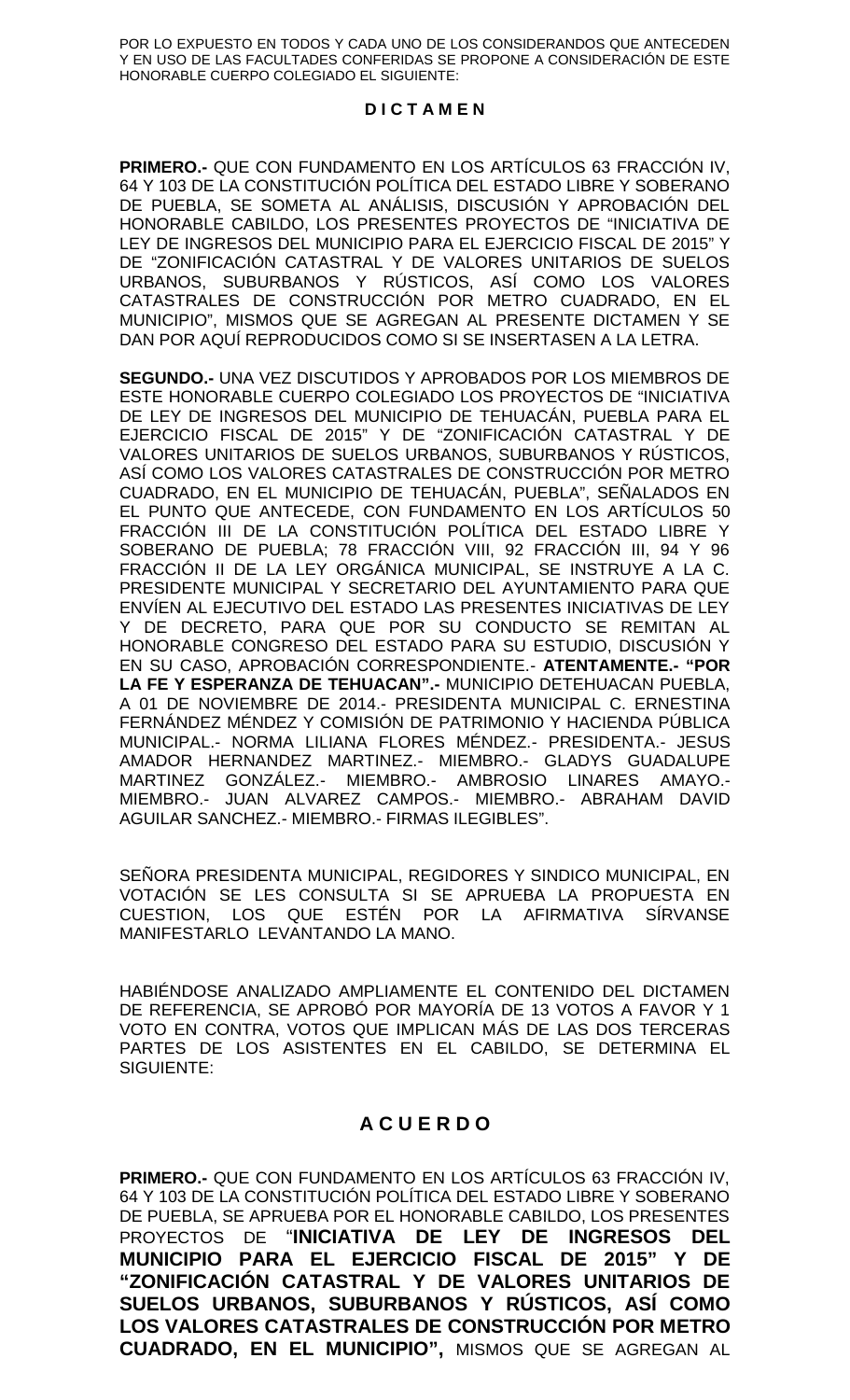POR LO EXPUESTO EN TODOS Y CADA UNO DE LOS CONSIDERANDOS QUE ANTECEDEN Y EN USO DE LAS FACULTADES CONFERIDAS SE PROPONE A CONSIDERACIÓN DE ESTE HONORABLE CUERPO COLEGIADO EL SIGUIENTE:

**D I C T A M E N**

**PRIMERO.-** QUE CON FUNDAMENTO EN LOS ARTÍCULOS 63 FRACCIÓN IV, 64 Y 103 DE LA CONSTITUCIÓN POLÍTICA DEL ESTADO LIBRE Y SOBERANO DE PUEBLA, SE SOMETA AL ANÁLISIS, DISCUSIÓN Y APROBACIÓN DEL HONORABLE CABILDO, LOS PRESENTES PROYECTOS DE "INICIATIVA DE LEY DE INGRESOS DEL MUNICIPIO PARA EL EJERCICIO FISCAL DE 2015" Y DE "ZONIFICACIÓN CATASTRAL Y DE VALORES UNITARIOS DE SUELOS URBANOS, SUBURBANOS Y RÚSTICOS, ASÍ COMO LOS VALORES CATASTRALES DE CONSTRUCCIÓN POR METRO CUADRADO, EN EL MUNICIPIO", MISMOS QUE SE AGREGAN AL PRESENTE DICTAMEN Y SE DAN POR AQUÍ REPRODUCIDOS COMO SI SE INSERTASEN A LA LETRA.

**SEGUNDO.-** UNA VEZ DISCUTIDOS Y APROBADOS POR LOS MIEMBROS DE ESTE HONORABLE CUERPO COLEGIADO LOS PROYECTOS DE "INICIATIVA DE LEY DE INGRESOS DEL MUNICIPIO DE TEHUACÁN, PUEBLA PARA EL EJERCICIO FISCAL DE 2015" Y DE "ZONIFICACIÓN CATASTRAL Y DE VALORES UNITARIOS DE SUELOS URBANOS, SUBURBANOS Y RÚSTICOS, ASÍ COMO LOS VALORES CATASTRALES DE CONSTRUCCIÓN POR METRO CUADRADO, EN EL MUNICIPIO DE TEHUACÁN, PUEBLA", SEÑALADOS EN EL PUNTO QUE ANTECEDE, CON FUNDAMENTO EN LOS ARTÍCULOS 50 FRACCIÓN III DE LA CONSTITUCIÓN POLÍTICA DEL ESTADO LIBRE Y SOBERANO DE PUEBLA; 78 FRACCIÓN VIII, 92 FRACCIÓN III, 94 Y 96 FRACCIÓN II DE LA LEY ORGÁNICA MUNICIPAL, SE INSTRUYE A LA C. PRESIDENTE MUNICIPAL Y SECRETARIO DEL AYUNTAMIENTO PARA QUE ENVÍEN AL EJECUTIVO DEL ESTADO LAS PRESENTES INICIATIVAS DE LEY Y DE DECRETO, PARA QUE POR SU CONDUCTO SE REMITAN AL HONORABLE CONGRESO DEL ESTADO PARA SU ESTUDIO, DISCUSIÓN Y EN SU CASO, APROBACIÓN CORRESPONDIENTE.- **ATENTAMENTE.- "POR LA FE Y ESPERANZA DE TEHUACAN".-** MUNICIPIO DETEHUACAN PUEBLA, A 01 DE NOVIEMBRE DE 2014.- PRESIDENTA MUNICIPAL C. ERNESTINA FERNÁNDEZ MÉNDEZ Y COMISIÓN DE PATRIMONIO Y HACIENDA PÚBLICA MUNICIPAL.- NORMA LILIANA FLORES MÉNDEZ.- PRESIDENTA.- JESUS AMADOR HERNANDEZ MARTINEZ.- MIEMBRO.- GLADYS GUADALUPE MARTINEZ GONZÁLEZ.- MIEMBRO.- AMBROSIO LINARES AMAYO.- MIEMBRO.- JUAN ALVAREZ CAMPOS.- MIEMBRO.- ABRAHAM DAVID AGUILAR SANCHEZ.- MIEMBRO.- FIRMAS ILEGIBLES".

SEÑORA PRESIDENTA MUNICIPAL, REGIDORES Y SINDICO MUNICIPAL, EN VOTACIÓN SE LES CONSULTA SI SE APRUEBA LA PROPUESTA EN CUESTION, LOS QUE ESTÉN POR LA AFIRMATIVA SÍRVANSE MANIFESTARLO LEVANTANDO LA MANO.

HABIÉNDOSE ANALIZADO AMPLIAMENTE EL CONTENIDO DEL DICTAMEN DE REFERENCIA, SE APROBÓ POR MAYORÍA DE 13 VOTOS A FAVOR Y 1 VOTO EN CONTRA, VOTOS QUE IMPLICAN MÁS DE LAS DOS TERCERAS PARTES DE LOS ASISTENTES EN EL CABILDO, SE DETERMINA EL SIGUIENTE:

## A C U E R D O

**PRIMERO.-** QUE CON FUNDAMENTO EN LOS ARTÍCULOS 63 FRACCIÓN IV, 64 Y 103 DE LA CONSTITUCIÓN POLÍTICA DEL ESTADO LIBRE Y SOBERANO DE PUEBLA, SE APRUEBA POR EL HONORABLE CABILDO, LOS PRESENTES PROYECTOS DE "**INICIATIVA DE LEY DE INGRESOS DEL MUNICIPIO PARA EL EJERCICIO FISCAL DE 2015" Y DE "ZONIFICACIÓN CATASTRAL Y DE VALORES UNITARIOS DE SUELOS URBANOS, SUBURBANOS Y RÚSTICOS, ASÍ COMO LOS VALORES CATASTRALES DE CONSTRUCCIÓN POR METRO CUADRADO, EN EL MUNICIPIO",** MISMOS QUE SE AGREGAN AL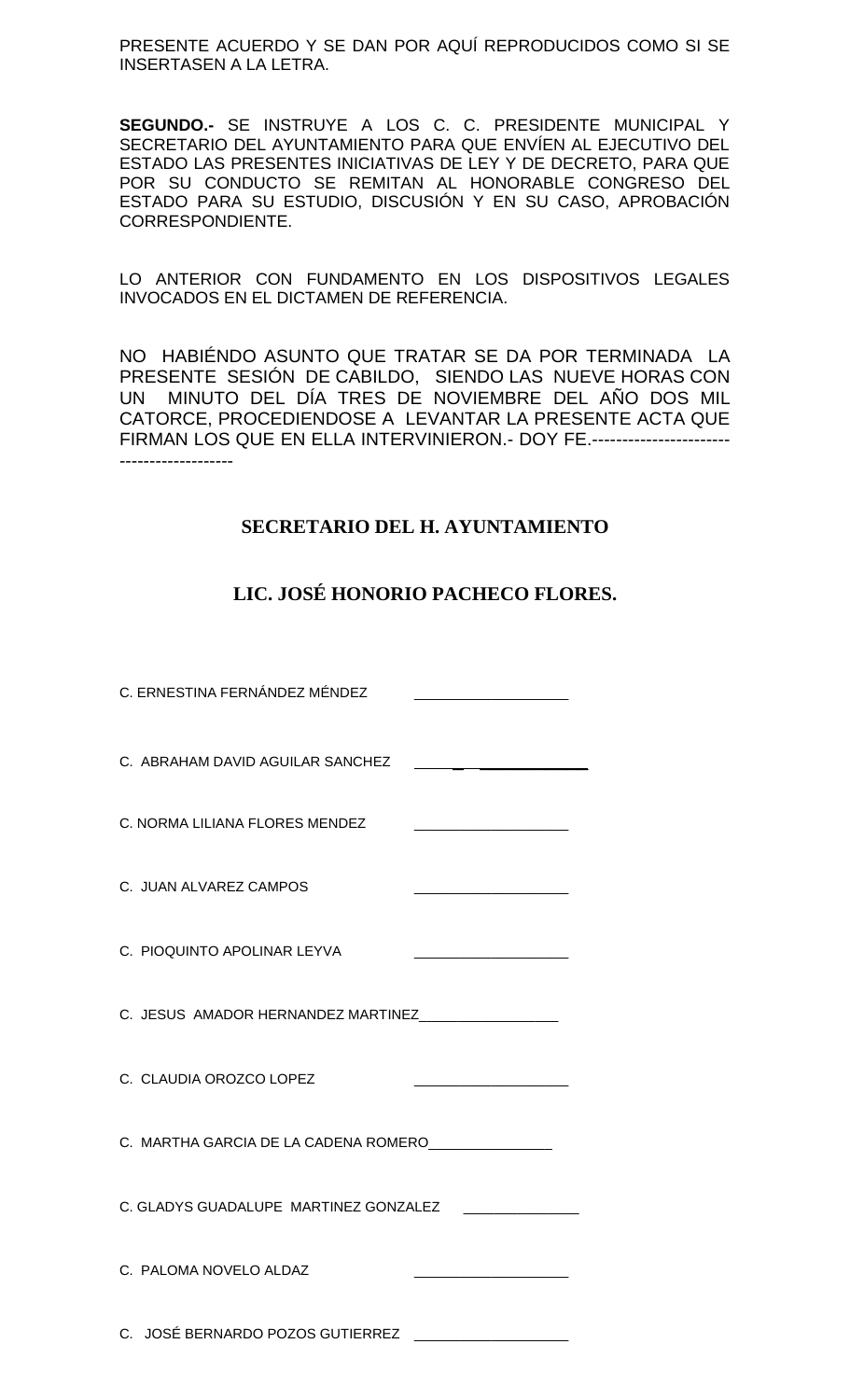PRESENTE ACUERDO Y SE DAN POR AQUÍ REPRODUCIDOS COMO SI SE INSERTASEN A LA LETRA.

**SEGUNDO.-** SE INSTRUYE A LOS C. C. PRESIDENTE MUNICIPAL Y SECRETARIO DEL AYUNTAMIENTO PARA QUE ENVÍEN AL EJECUTIVO DEL ESTADO LAS PRESENTES INICIATIVAS DE LEY Y DE DECRETO, PARA QUE POR SU CONDUCTO SE REMITAN AL HONORABLE CONGRESO DEL ESTADO PARA SU ESTUDIO, DISCUSIÓN Y EN SU CASO, APROBACIÓN CORRESPONDIENTE.

LO ANTERIOR CON FUNDAMENTO EN LOS DISPOSITIVOS LEGALES INVOCADOS EN EL DICTAMEN DE REFERENCIA.

NO HABIÉNDO ASUNTO QUE TRATAR SE DA POR TERMINADA LA PRESENTE SESIÓN DE CABILDO, SIENDO LAS NUEVE HORAS CON UN MINUTO DEL DÍA TRES DE NOVIEMBRE DEL AÑO DOS MIL CATORCE, PROCEDIENDOSE A LEVANTAR LA PRESENTE ACTA QUE FIRMAN LOS QUE EN ELLA INTERVINIERON.- DOY FE.-----------------------------------------

**SECRETARIO DEL H. AYUNTAMIENTO**

**LIC. JOSÉ HONORIO PACHECO FLORES.**

C. ERNESTINA FERNÁNDEZ MÉNDEZ ___________________

C. ABRAHAM DAVID AGUILAR SANCHEZ ___________________

C. NORMA LILIANA FLORES MENDEZ ___________________

C. JUAN ALVAREZ CAMPOS ___________________

C. PIOQUINTO APOLINAR LEYVA ___________________

C. JESUS AMADOR HERNANDEZ MARTINEZ___________________

C. CLAUDIA OROZCO LOPEZ ___________________

C. MARTHA GARCIA DE LA CADENA ROMERO_________________

C. GLADYS GUADALUPE MARTINEZ GONZALEZ _______________

C. PALOMA NOVELO ALDAZ ___________________

C. JOSÉ BERNARDO POZOS GUTIERREZ ___________________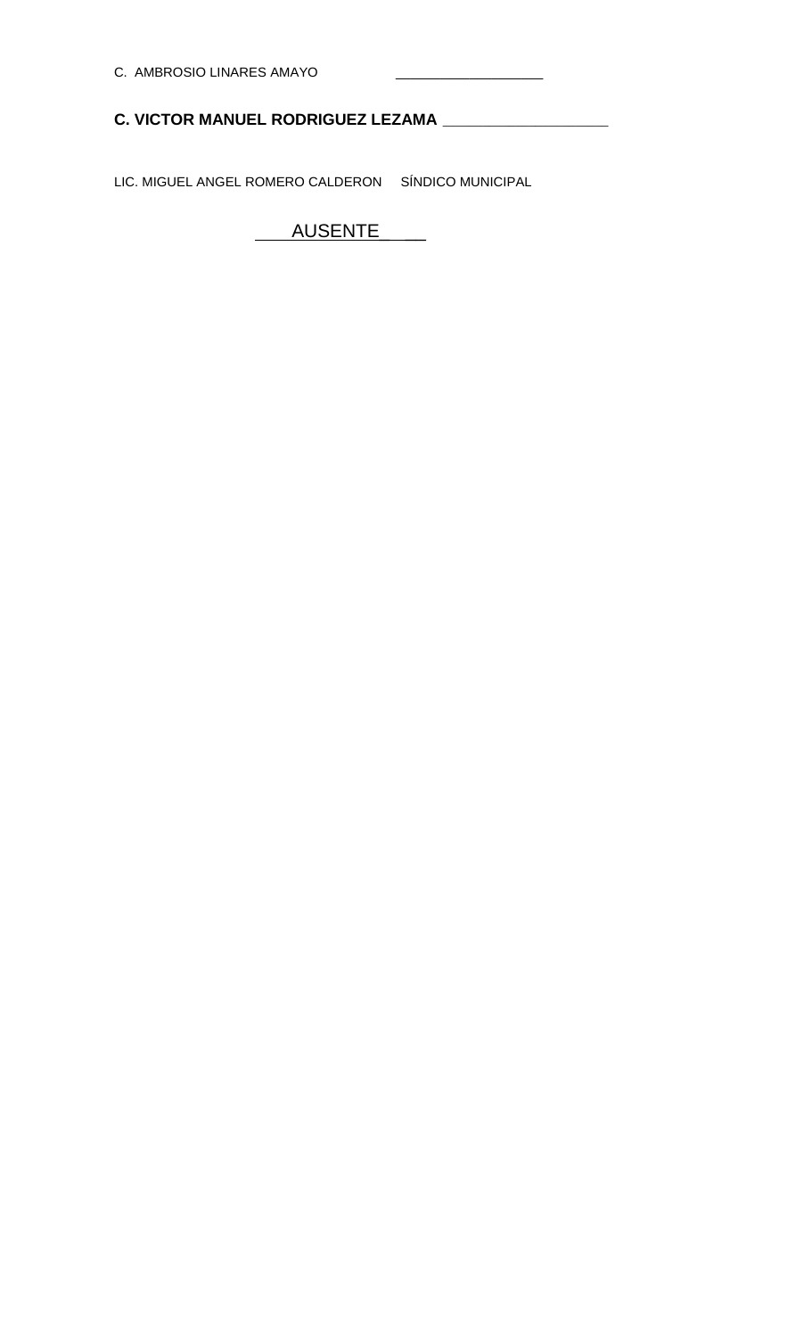C. AMBROSIO LINARES AMAYO ___________________

**C. VICTOR MANUEL RODRIGUEZ LEZAMA ___________________**

LIC. MIGUEL ANGEL ROMERO CALDERON SÍNDICO MUNICIPAL

___AUSENTE_ __